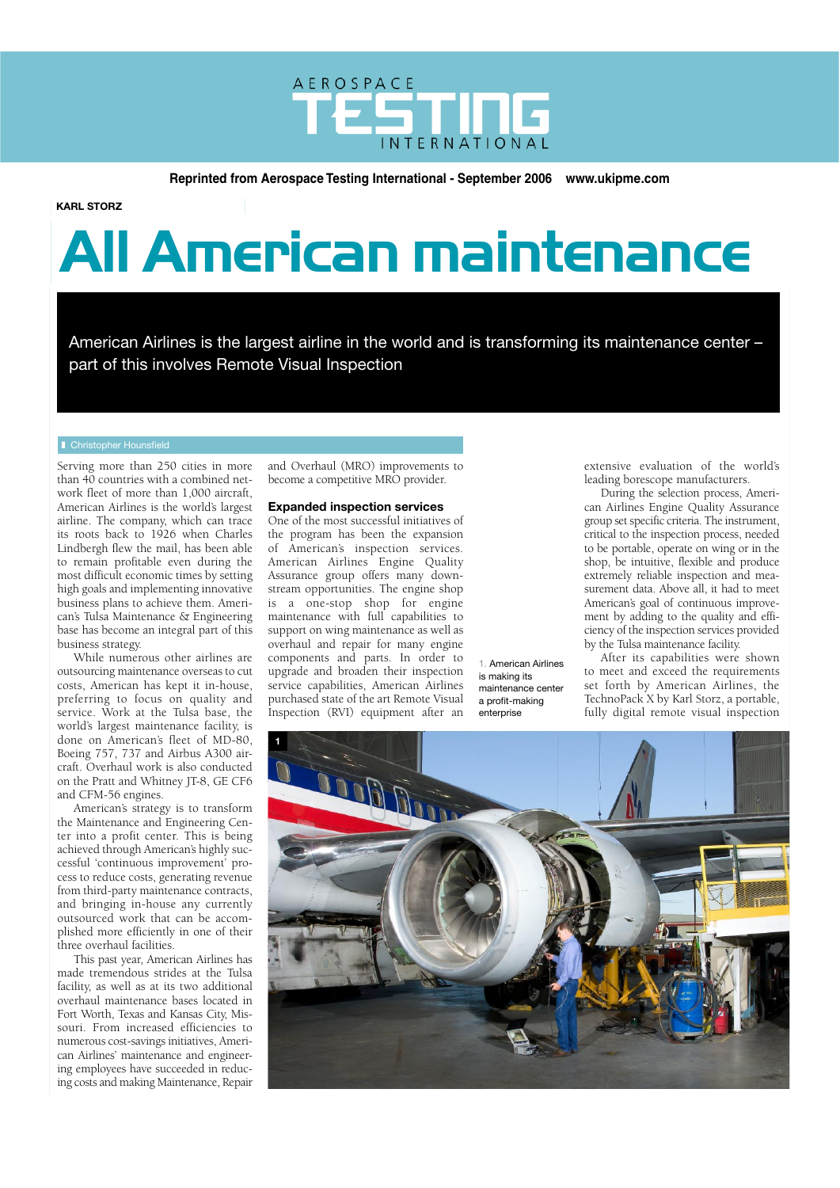Reprinted from Aerospace Testing International - September 2006 www.ukipme.com

KARL STORZ

# All American maintenance

American Airlines is the largest airline in the world and is transforming its maintenance center – part of this involves Remote Visual Inspection

Christopher Hounsfield

Serving more than 250 cities in more than 40 countries with a combined network fleet of more than 1,000 aircraft, American Airlines is the world's largest airline. The company, which can trace its roots back to 1926 when Charles Lindbergh flew the mail, has been able to remain profitable even during the most difficult economic times by setting high goals and implementing innovative business plans to achieve them. American's Tulsa Maintenance & Engineering base has become an integral part of this business strategy.

While numerous other airlines are outsourcing maintenance overseas to cut costs, American has kept it in-house, preferring to focus on quality and service. Work at the Tulsa base, the world's largest maintenance facility, is done on American's fleet of MD-80, Boeing 757, 737 and Airbus A300 aircraft. Overhaul work is also conducted on the Pratt and Whitney JT-8, GE CF6 and CFM-56 engines.

American's strategy is to transform the Maintenance and Engineering Center into a profit center. This is being achieved through American's highly successful 'continuous improvement' process to reduce costs, generating revenue from third-party maintenance contracts, and bringing in-house any currently outsourced work that can be accomplished more efficiently in one of their three overhaul facilities.

This past year, American Airlines has made tremendous strides at the Tulsa facility, as well as at its two additional overhaul maintenance bases located in Fort Worth, Texas and Kansas City, Missouri. From increased efficiencies to numerous cost-savings initiatives, American Airlines' maintenance and engineering employees have succeeded in reducing costs and making Maintenance, Repair and Overhaul (MRO) improvements to become a competitive MRO provider.

## Expanded inspection services

One of the most successful initiatives of the program has been the expansion of American's inspection services. American Airlines Engine Quality Assurance group offers many downstream opportunities. The engine shop is a one-stop shop for engine maintenance with full capabilities to support on wing maintenance as well as overhaul and repair for many engine components and parts. In order to upgrade and broaden their inspection service capabilities, American Airlines purchased state of the art Remote Visual Inspection (RVI) equipment after an extensive evaluation of the world's leading borescope manufacturers.

During the selection process, American Airlines Engine Quality Assurance group set specific criteria. The instrument, critical to the inspection process, needed to be portable, operate on wing or in the shop, be intuitive, flexible and produce extremely reliable inspection and measurement data. Above all, it had to meet American's goal of continuous improvement by adding to the quality and efficiency of the inspection services provided by the Tulsa maintenance facility.

After its capabilities were shown to meet and exceed the requirements set forth by American Airlines, the TechnoPack X by Karl Storz, a portable, fully digital remote visual inspection

1. American Airlines is making its maintenance center a profit-making enterprise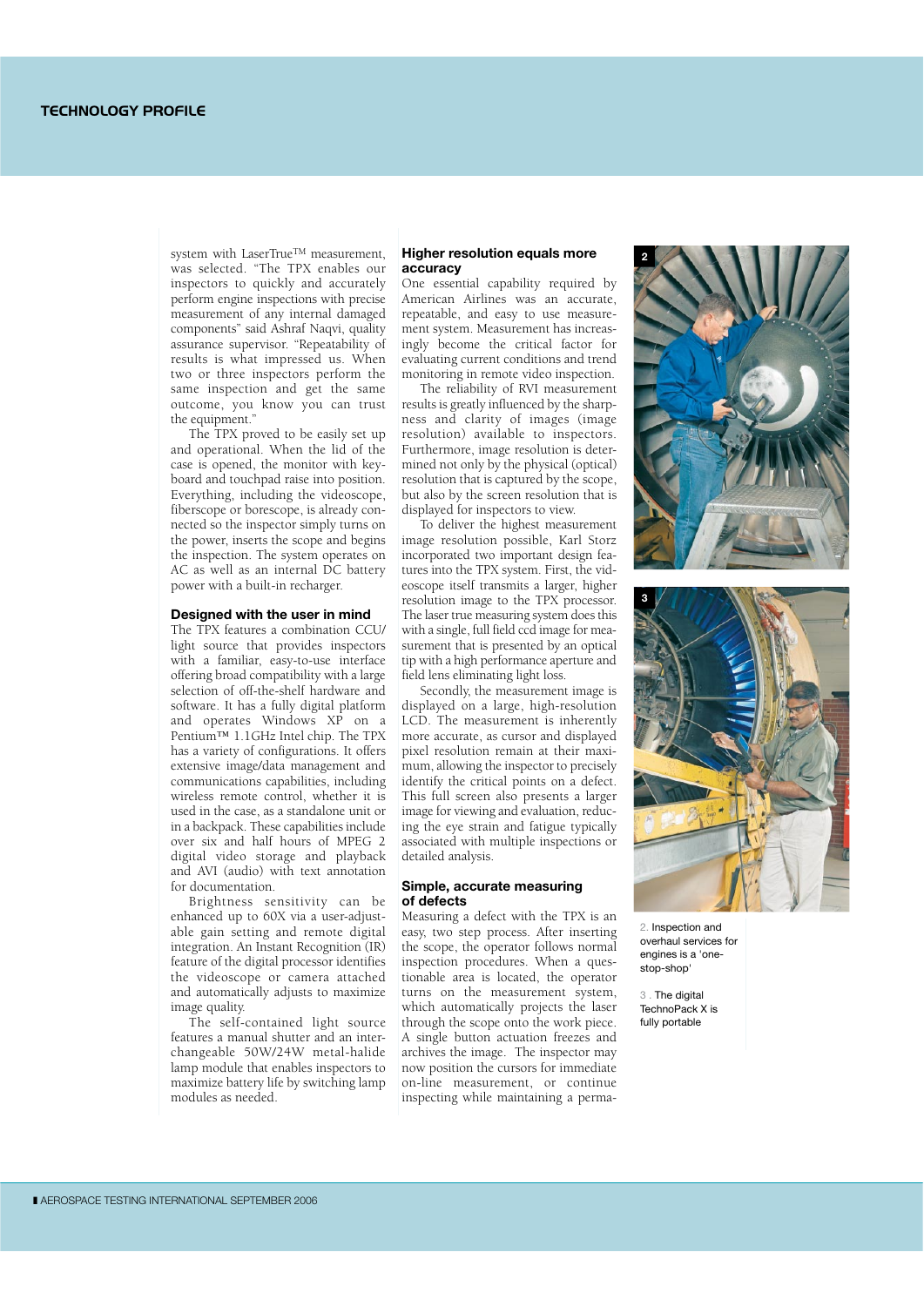system with LaserTrue™ measurement, was selected. "The TPX enables our inspectors to quickly and accurately perform engine inspections with precise measurement of any internal damaged components" said Ashraf Naqvi, quality assurance supervisor. "Repeatability of results is what impressed us. When two or three inspectors perform the same inspection and get the same outcome, you know you can trust the equipment."

The TPX proved to be easily set up and operational. When the lid of the case is opened, the monitor with keyboard and touchpad raise into position. Everything, including the videoscope, fiberscope or borescope, is already connected so the inspector simply turns on the power, inserts the scope and begins the inspection. The system operates on AC as well as an internal DC battery power with a built-in recharger.

## Designed with the user in mind

The TPX features a combination CCU/light source that provides inspectors with a familiar, easy-to-use interface offering broad compatibility with a large selection of off-the-shelf hardware and software. It has a fully digital platform and operates Windows XP on a Pentium™ 1.1GHz Intel chip. The TPX has a variety of configurations. It offers extensive image/data management and communications capabilities, including wireless remote control, whether it is used in the case, as a standalone unit or in a backpack. These capabilities include over six and half hours of MPEG 2 digital video storage and playback and AVI (audio) with text annotation for documentation.

Brightness sensitivity can be enhanced up to 60X via a user-adjustable gain setting and remote digital integration. An Instant Recognition (IR) feature of the digital processor identifies the videoscope or camera attached and automatically adjusts to maximize image quality.

The self-contained light source features a manual shutter and an interchangeable 50W/24W metal-halide lamp module that enables inspectors to maximize battery life by switching lamp modules as needed.

## Higher resolution equals more accuracy

One essential capability required by American Airlines was an accurate, repeatable, and easy to use measurement system. Measurement has increasingly become the critical factor for evaluating current conditions and trend monitoring in remote video inspection.

The reliability of RVI measurement results is greatly influenced by the sharpness and clarity of images (image resolution) available to inspectors. Furthermore, image resolution is determined not only by the physical (optical) resolution that is captured by the scope, but also by the screen resolution that is displayed for inspectors to view.

To deliver the highest measurement image resolution possible, Karl Storz incorporated two important design features into the TPX system. First, the videoscope itself transmits a larger, higher resolution image to the TPX processor. The laser true measuring system does this with a single, full field ccd image for measurement that is presented by an optical tip with a high performance aperture and field lens eliminating light loss.

Secondly, the measurement image is displayed on a large, high-resolution LCD. The measurement is inherently more accurate, as cursor and displayed pixel resolution remain at their maximum, allowing the inspector to precisely identify the critical points on a defect. This full screen also presents a larger image for viewing and evaluation, reducing the eye strain and fatigue typically associated with multiple inspections or detailed analysis.

## Simple, accurate measuring of defects

Measuring a defect with the TPX is an easy, two step process. After inserting the scope, the operator follows normal inspection procedures. When a questionable area is located, the operator turns on the measurement system, which automatically projects the laser through the scope onto the work piece. A single button actuation freezes and archives the image. The inspector may now position the cursors for immediate on-line measurement, or continue inspecting while maintaining a perma-

2. Inspection and overhaul services for engines is a 'one-stop-shop'

3 . The digital TechnoPack X is fully portable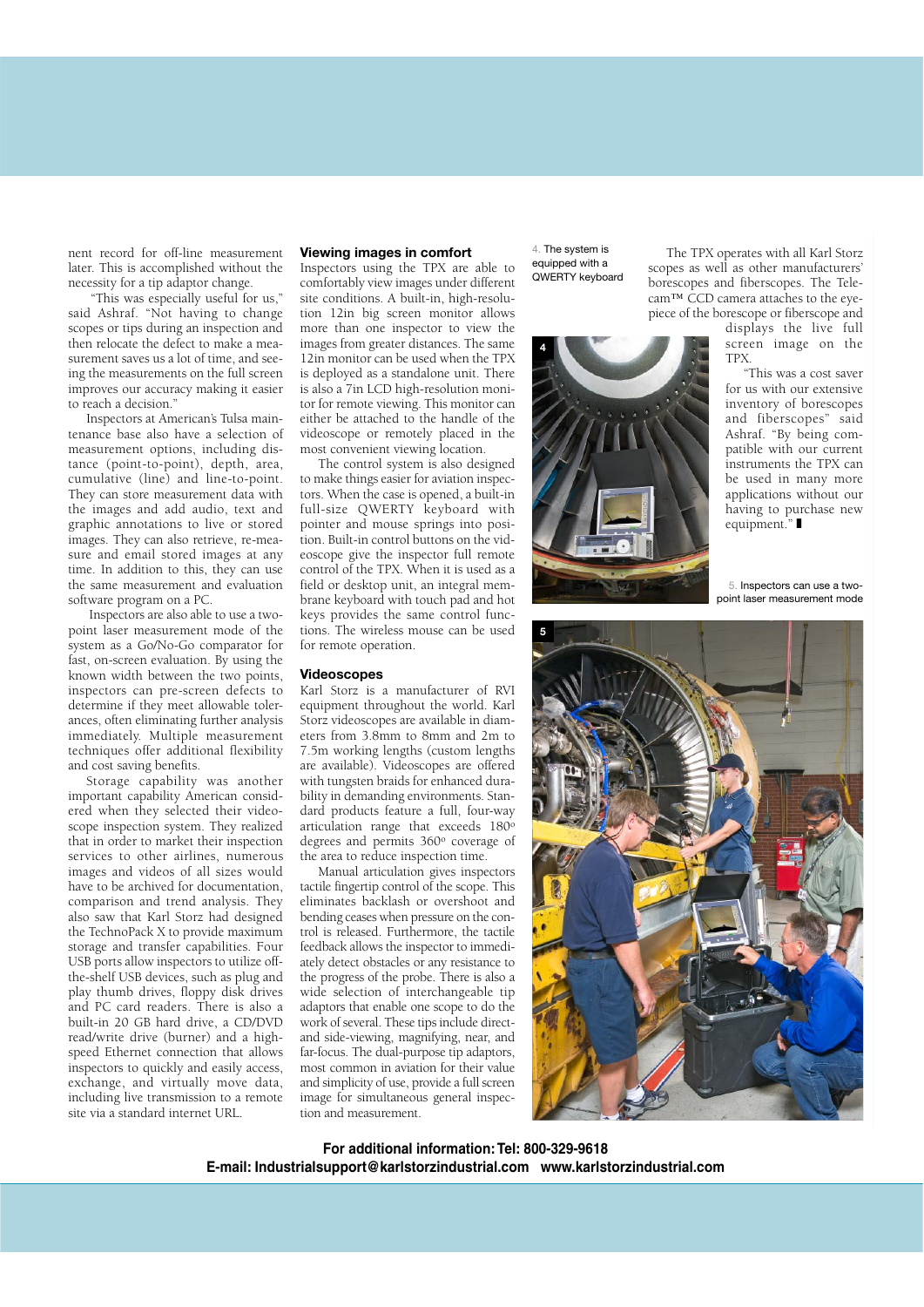nent record for off-line measurement later. This is accomplished without the necessity for a tip adaptor change.

"This was especially useful for us," said Ashraf. "Not having to change scopes or tips during an inspection and then relocate the defect to make a measurement saves us a lot of time, and seeing the measurements on the full screen improves our accuracy making it easier to reach a decision."

Inspectors at American's Tulsa maintenance base also have a selection of measurement options, including distance (point-to-point), depth, area, cumulative (line) and line-to-point. They can store measurement data with the images and add audio, text and graphic annotations to live or stored images. They can also retrieve, re-measure and email stored images at any time. In addition to this, they can use the same measurement and evaluation software program on a PC.

Inspectors are also able to use a two-point laser measurement mode of the system as a Go/No-Go comparator for fast, on-screen evaluation. By using the known width between the two points, inspectors can pre-screen defects to determine if they meet allowable tolerances, often eliminating further analysis immediately. Multiple measurement techniques offer additional flexibility and cost saving benefits.

Storage capability was another important capability American considered when they selected their videoscope inspection system. They realized that in order to market their inspection services to other airlines, numerous images and videos of all sizes would have to be archived for documentation, comparison and trend analysis. They also saw that Karl Storz had designed the TechnoPack X to provide maximum storage and transfer capabilities. Four USB ports allow inspectors to utilize off-the-shelf USB devices, such as plug and play thumb drives, floppy disk drives and PC card readers. There is also a built-in 20 GB hard drive, a CD/DVD read/write drive (burner) and a high-speed Ethernet connection that allows inspectors to quickly and easily access, exchange, and virtually move data, including live transmission to a remote site via a standard internet URL.

## Viewing images in comfort

Inspectors using the TPX are able to comfortably view images under different site conditions. A built-in, high-resolution 12in big screen monitor allows more than one inspector to view the images from greater distances. The same 12in monitor can be used when the TPX is deployed as a standalone unit. There is also a 7in LCD high-resolution monitor for remote viewing. This monitor can either be attached to the handle of the videoscope or remotely placed in the most convenient viewing location.

The control system is also designed to make things easier for aviation inspectors. When the case is opened, a built-in full-size QWERTY keyboard with pointer and mouse springs into position. Built-in control buttons on the videoscope give the inspector full remote control of the TPX. When it is used as a field or desktop unit, an integral membrane keyboard with touch pad and hot keys provides the same control functions. The wireless mouse can be used for remote operation.

## Videoscopes

Karl Storz is a manufacturer of RVI equipment throughout the world. Karl Storz videoscopes are available in diameters from 3.8mm to 8mm and 2m to 7.5m working lengths (custom lengths are available). Videoscopes are offered with tungsten braids for enhanced durability in demanding environments. Standard products feature a full, four-way articulation range that exceeds 180º degrees and permits 360º coverage of the area to reduce inspection time.

Manual articulation gives inspectors tactile fingertip control of the scope. This eliminates backlash or overshoot and bending ceases when pressure on the control is released. Furthermore, the tactile feedback allows the inspector to immediately detect obstacles or any resistance to the progress of the probe. There is also a wide selection of interchangeable tip adaptors that enable one scope to do the work of several. These tips include direct- and side-viewing, magnifying, near, and far-focus. The dual-purpose tip adaptors, most common in aviation for their value and simplicity of use, provide a full screen image for simultaneous general inspection and measurement.

4. The system is equipped with a QWERTY keyboard

The TPX operates with all Karl Storz scopes as well as other manufacturers' borescopes and fiberscopes. The Telecam™ CCD camera attaches to the eyepiece of the borescope or fiberscope and displays the live full screen image on the TPX.

"This was a cost saver for us with our extensive inventory of borescopes and fiberscopes" said Ashraf. "By being compatible with our current instruments the TPX can be used in many more applications without our having to purchase new equipment." ∎

5. Inspectors can use a two-point laser measurement mode

**For additional information: Tel: 800-329-9618**
**E-mail: Industrialsupport@karlstorzindustrial.com www.karlstorzindustrial.com**